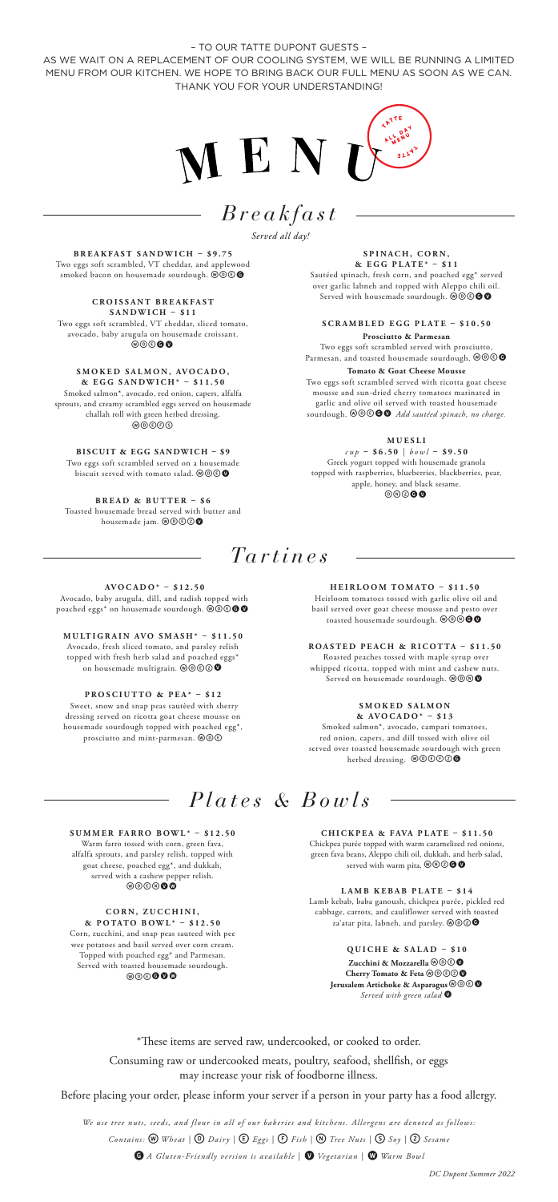– TO OUR TATTE DUPONT GUESTS –

AS WE WAIT ON A REPLACEMENT OF OUR COOLING SYSTEM, WE WILL BE RUNNING A LIMITED MENU FROM OUR KITCHEN. WE HOPE TO BRING BACK OUR FULL MENU AS SOON AS WE CAN. THANK YOU FOR YOUR UNDERSTANDING!

# MENU

TATTE ALL DAY MENU

## *Breakfast*

*Served all day!*

**BREAKFAST SANDWICH – $9.75**
Two eggs soft scrambled, VT cheddar, and applewood smoked bacon on housemade sourdough. Ⓦ Ⓓ Ⓔ Ⓖ

**CROISSANT BREAKFAST SANDWICH – $11**
Two eggs soft scrambled, VT cheddar, sliced tomato, avocado, baby arugula on housemade croissant. Ⓦ Ⓓ Ⓔ Ⓖ Ⓥ

**SMOKED SALMON, AVOCADO, & EGG SANDWICH* – $11.50**
Smoked salmon*, avocado, red onion, capers, alfalfa sprouts, and creamy scrambled eggs served on housemade challah roll with green herbed dressing. Ⓦ Ⓓ Ⓔ Ⓕ Ⓢ

**BISCUIT & EGG SANDWICH – $9**
Two eggs soft scrambled served on a housemade biscuit served with tomato salad. Ⓦ Ⓓ Ⓔ Ⓥ

**BREAD & BUTTER – $6**
Toasted housemade bread served with butter and housemade jam. Ⓦ Ⓓ Ⓔ Ⓩ Ⓥ

**SPINACH, CORN, & EGG PLATE* – $11**
Sautéed spinach, fresh corn, and poached egg* served over garlic labneh and topped with Aleppo chili oil. Served with housemade sourdough. Ⓦ Ⓓ Ⓔ Ⓖ Ⓥ

**SCRAMBLED EGG PLATE – $10.50**

**Prosciutto & Parmesan**
Two eggs soft scrambled served with prosciutto, Parmesan, and toasted housemade sourdough. Ⓦ Ⓓ Ⓔ Ⓖ

**Tomato & Goat Cheese Mousse**
Two eggs soft scrambled served with ricotta goat cheese mousse and sun-dried cherry tomatoes marinated in garlic and olive oil served with toasted housemade sourdough. Ⓦ Ⓓ Ⓔ Ⓖ Ⓥ *Add sautéed spinach, no charge.*

**MUESLI**
*cup* – $6.50 | *bowl* – $9.50
Greek yogurt topped with housemade granola topped with raspberries, blueberries, blackberries, pear, apple, honey, and black sesame. Ⓓ Ⓝ Ⓩ Ⓖ Ⓥ

## *Tartines*

**AVOCADO* – $12.50**
Avocado, baby arugula, dill, and radish topped with poached eggs* on housemade sourdough. Ⓦ Ⓓ Ⓔ Ⓖ Ⓥ

**MULTIGRAIN AVO SMASH* – $11.50**
Avocado, fresh sliced tomato, and parsley relish topped with fresh herb salad and poached eggs* on housemade multigrain. Ⓦ Ⓓ Ⓔ Ⓩ Ⓥ

**PROSCIUTTO & PEA* – $12**
Sweet, snow and snap peas sautèed with sherry dressing served on ricotta goat cheese mousse on housemade sourdough topped with poached egg*, prosciutto and mint-parmesan. Ⓦ Ⓓ Ⓔ

**HEIRLOOM TOMATO – $11.50**
Heirloom tomatoes tossed with garlic olive oil and basil served over goat cheese mousse and pesto over toasted housemade sourdough. Ⓦ Ⓓ Ⓝ Ⓖ Ⓥ

**ROASTED PEACH & RICOTTA – $11.50**
Roasted peaches tossed with maple syrup over whipped ricotta, topped with mint and cashew nuts. Served on housemade sourdough. Ⓦ Ⓓ Ⓝ Ⓥ

**SMOKED SALMON & AVOCADO* – $13**
Smoked salmon*, avocado, campari tomatoes, red onion, capers, and dill tossed with olive oil served over toasted housemade sourdough with green herbed dressing. Ⓦ Ⓓ Ⓔ Ⓕ Ⓩ Ⓖ

## *Plates & Bowls*

**SUMMER FARRO BOWL* – $12.50**
Warm farro tossed with corn, green fava, alfalfa sprouts, and parsley relish, topped with goat cheese, poached egg*, and dukkah, served with a cashew pepper relish. Ⓦ Ⓓ Ⓔ Ⓝ Ⓥ Ⓦ

**CORN, ZUCCHINI, & POTATO BOWL* – $12.50**
Corn, zucchini, and snap peas sauteed with pee wee potatoes and basil served over corn cream. Topped with poached egg* and Parmesan. Served with toasted housemade sourdough. Ⓦ Ⓓ Ⓔ Ⓖ Ⓥ Ⓦ

**CHICKPEA & FAVA PLATE – $11.50**
Chickpea purée topped with warm caramelized red onions, green fava beans, Aleppo chili oil, dukkah, and herb salad, served with warm pita. Ⓦ Ⓝ Ⓩ Ⓖ Ⓥ

**LAMB KEBAB PLATE – $14**
Lamb kebab, baba ganoush, chickpea purée, pickled red cabbage, carrots, and cauliflower served with toasted za'atar pita, labneh, and parsley. Ⓦ Ⓓ Ⓩ Ⓖ

**QUICHE & SALAD – $10**
**Zucchini & Mozzarella** Ⓦ Ⓓ Ⓔ Ⓥ
**Cherry Tomato & Feta** Ⓦ Ⓓ Ⓔ Ⓩ Ⓥ
**Jerusalem Artichoke & Asparagus** Ⓦ Ⓓ Ⓔ Ⓥ
*Served with green salad* Ⓥ

*These items are served raw, undercooked, or cooked to order.

Consuming raw or undercooked meats, poultry, seafood, shellfish, or eggs may increase your risk of foodborne illness.

Before placing your order, please inform your server if a person in your party has a food allergy.

*We use tree nuts, seeds, and flour in all of our bakeries and kitchens. Allergens are denoted as follows:*

*Contains:* Ⓦ *Wheat* | Ⓓ *Dairy* | Ⓔ *Eggs* | Ⓕ *Fish* | Ⓝ *Tree Nuts* | Ⓢ *Soy* | Ⓩ *Sesame*

Ⓖ *A Gluten-Friendly version is available* | Ⓥ *Vegetarian* | Ⓦ *Warm Bowl*

*DC Dupont Summer 2022*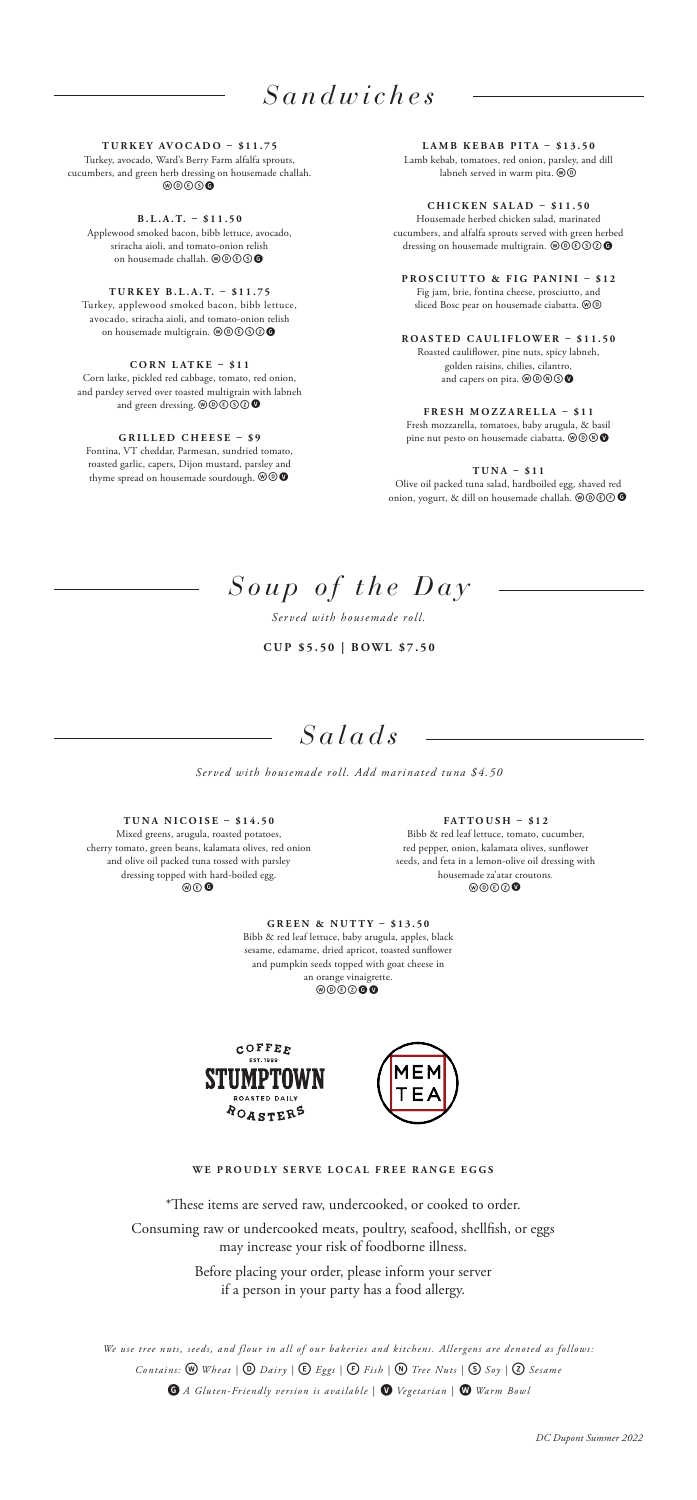# *Sandwiches*

**TURKEY AVOCADO – $11.75**
Turkey, avocado, Ward's Berry Farm alfalfa sprouts, cucumbers, and green herb dressing on housemade challah.
Ⓦ Ⓓ Ⓔ Ⓢ G

**B.L.A.T. – $11.50**
Applewood smoked bacon, bibb lettuce, avocado, sriracha aioli, and tomato-onion relish on housemade challah. Ⓦ Ⓓ Ⓔ Ⓢ G

**TURKEY B.L.A.T. – $11.75**
Turkey, applewood smoked bacon, bibb lettuce, avocado, sriracha aioli, and tomato-onion relish on housemade multigrain. Ⓦ Ⓓ Ⓔ Ⓢ Ⓩ G

**CORN LATKE – $11**
Corn latke, pickled red cabbage, tomato, red onion, and parsley served over toasted multigrain with labneh and green dressing. Ⓦ Ⓓ Ⓔ Ⓢ Ⓩ V

**GRILLED CHEESE – $9**
Fontina, VT cheddar, Parmesan, sundried tomato, roasted garlic, capers, Dijon mustard, parsley and thyme spread on housemade sourdough. Ⓦ Ⓓ V

**LAMB KEBAB PITA – $13.50**
Lamb kebab, tomatoes, red onion, parsley, and dill labneh served in warm pita. Ⓦ Ⓓ

**CHICKEN SALAD – $11.50**
Housemade herbed chicken salad, marinated cucumbers, and alfalfa sprouts served with green herbed dressing on housemade multigrain. Ⓦ Ⓓ Ⓔ Ⓢ Ⓩ G

**PROSCIUTTO & FIG PANINI – $12**
Fig jam, brie, fontina cheese, prosciutto, and sliced Bosc pear on housemade ciabatta. Ⓦ Ⓓ

**ROASTED CAULIFLOWER – $11.50**
Roasted cauliflower, pine nuts, spicy labneh, golden raisins, chilies, cilantro, and capers on pita. Ⓦ Ⓓ Ⓝ Ⓢ V

**FRESH MOZZARELLA – $11**
Fresh mozzarella, tomatoes, baby arugula, & basil pine nut pesto on housemade ciabatta. Ⓦ Ⓓ Ⓝ V

**TUNA – $11**
Olive oil packed tuna salad, hardboiled egg, shaved red onion, yogurt, & dill on housemade challah. Ⓦ Ⓓ Ⓔ Ⓕ G

# *Soup of the Day*

*Served with housemade roll.*

**CUP $5.50 | BOWL $7.50**

# *Salads*

*Served with housemade roll. Add marinated tuna $4.50*

**TUNA NICOISE – $14.50**
Mixed greens, arugula, roasted potatoes, cherry tomato, green beans, kalamata olives, red onion and olive oil packed tuna tossed with parsley dressing topped with hard-boiled egg.
Ⓔ Ⓕ G

**FATTOUSH – $12**
Bibb & red leaf lettuce, tomato, cucumber, red pepper, onion, kalamata olives, sunflower seeds, and feta in a lemon-olive oil dressing with housemade za'atar croutons.
Ⓦ Ⓓ Ⓔ Ⓩ V

**GREEN & NUTTY – $13.50**
Bibb & red leaf lettuce, baby arugula, apples, black sesame, edamame, dried apricot, toasted sunflower and pumpkin seeds topped with goat cheese in an orange vinaigrette.
Ⓦ Ⓓ Ⓔ Ⓩ G V

COFFEE EST. 1999 STUMPTOWN ROASTED DAILY ROASTERS

MEM TEA

**WE PROUDLY SERVE LOCAL FREE RANGE EGGS**

*These items are served raw, undercooked, or cooked to order.

Consuming raw or undercooked meats, poultry, seafood, shellfish, or eggs may increase your risk of foodborne illness.

Before placing your order, please inform your server if a person in your party has a food allergy.

*We use tree nuts, seeds, and flour in all of our bakeries and kitchens. Allergens are denoted as follows:*
*Contains:* Ⓦ *Wheat* | Ⓓ *Dairy* | Ⓔ *Eggs* | Ⓕ *Fish* | Ⓝ *Tree Nuts* | Ⓢ *Soy* | Ⓩ *Sesame*
G *A Gluten-Friendly version is available* | V *Vegetarian* | W *Warm Bowl*

*DC Dupont Summer 2022*